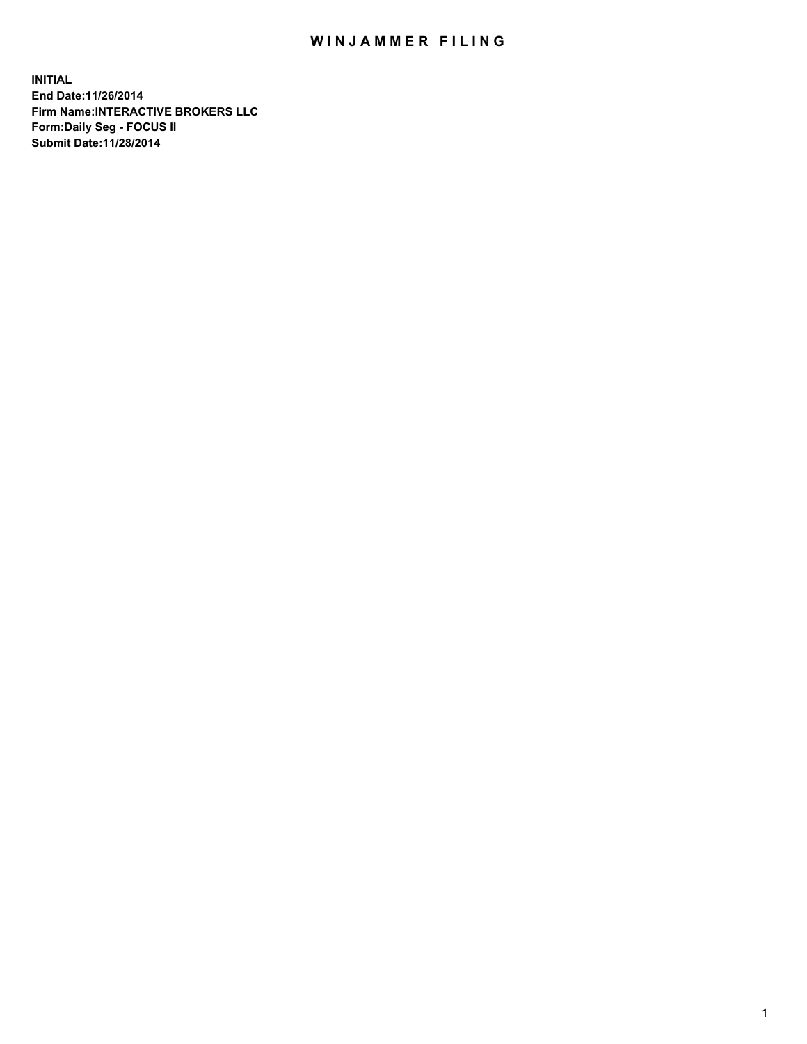# WINJAMMER FILING

**INITIAL**
**End Date:11/26/2014**
**Firm Name:INTERACTIVE BROKERS LLC**
**Form:Daily Seg - FOCUS II**
**Submit Date:11/28/2014**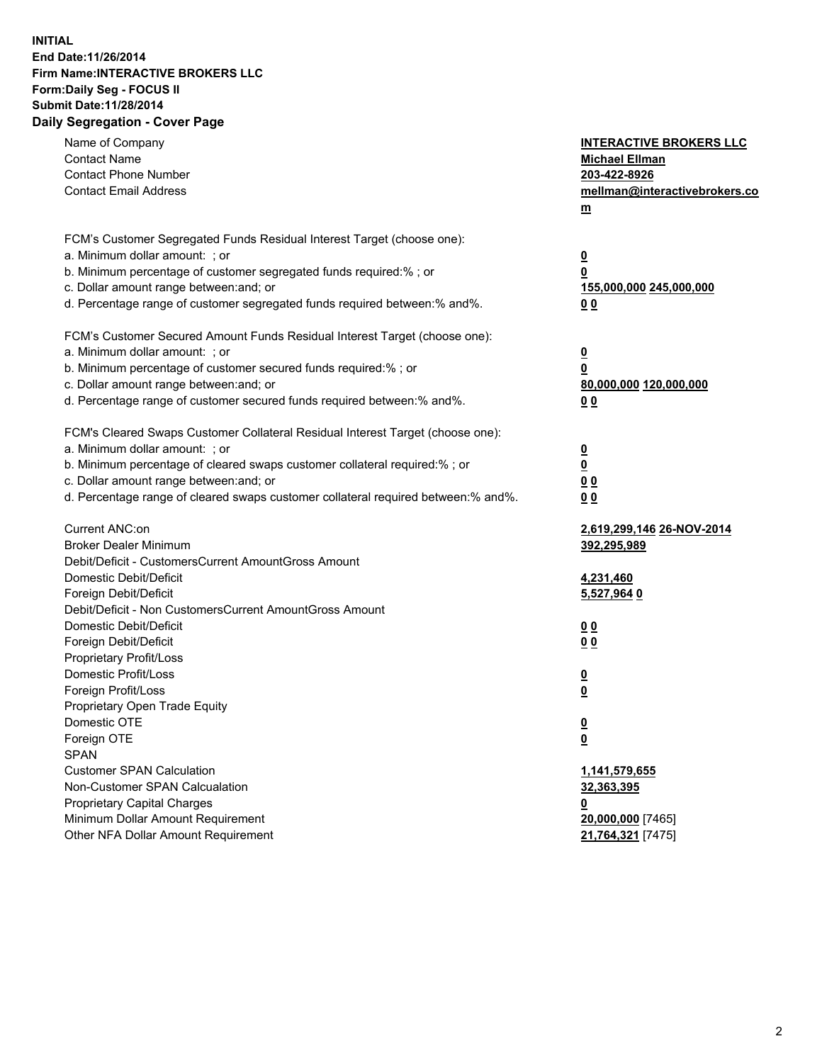**INITIAL**
**End Date:11/26/2014**
**Firm Name:INTERACTIVE BROKERS LLC**
**Form:Daily Seg - FOCUS II**
**Submit Date:11/28/2014**
**Daily Segregation - Cover Page**

| | |
|---|---|
| Name of Company | **INTERACTIVE BROKERS LLC** |
| Contact Name | **Michael Ellman** |
| Contact Phone Number | **203-422-8926** |
| Contact Email Address | **mellman@interactivebrokers.com** |
| | |
| FCM's Customer Segregated Funds Residual Interest Target (choose one): | |
| a. Minimum dollar amount: ; or | **0** |
| b. Minimum percentage of customer segregated funds required:% ; or | **0** |
| c. Dollar amount range between:and; or | **155,000,000** **245,000,000** |
| d. Percentage range of customer segregated funds required between:% and%. | **0** **0** |
| | |
| FCM's Customer Secured Amount Funds Residual Interest Target (choose one): | |
| a. Minimum dollar amount: ; or | **0** |
| b. Minimum percentage of customer secured funds required:% ; or | **0** |
| c. Dollar amount range between:and; or | **80,000,000** **120,000,000** |
| d. Percentage range of customer secured funds required between:% and%. | **0** **0** |
| | |
| FCM's Cleared Swaps Customer Collateral Residual Interest Target (choose one): | |
| a. Minimum dollar amount: ; or | **0** |
| b. Minimum percentage of cleared swaps customer collateral required:% ; or | **0** |
| c. Dollar amount range between:and; or | **0** **0** |
| d. Percentage range of cleared swaps customer collateral required between:% and%. | **0** **0** |
| | |
| Current ANC:on | **2,619,299,146** **26-NOV-2014** |
| Broker Dealer Minimum | **392,295,989** |
| Debit/Deficit - CustomersCurrent AmountGross Amount | |
| Domestic Debit/Deficit | **4,231,460** |
| Foreign Debit/Deficit | **5,527,964** **0** |
| Debit/Deficit - Non CustomersCurrent AmountGross Amount | |
| Domestic Debit/Deficit | **0** **0** |
| Foreign Debit/Deficit | **0** **0** |
| Proprietary Profit/Loss | |
| Domestic Profit/Loss | **0** |
| Foreign Profit/Loss | **0** |
| Proprietary Open Trade Equity | |
| Domestic OTE | **0** |
| Foreign OTE | **0** |
| SPAN | |
| Customer SPAN Calculation | **1,141,579,655** |
| Non-Customer SPAN Calcualation | **32,363,395** |
| Proprietary Capital Charges | **0** |
| Minimum Dollar Amount Requirement | **20,000,000** [7465] |
| Other NFA Dollar Amount Requirement | **21,764,321** [7475] |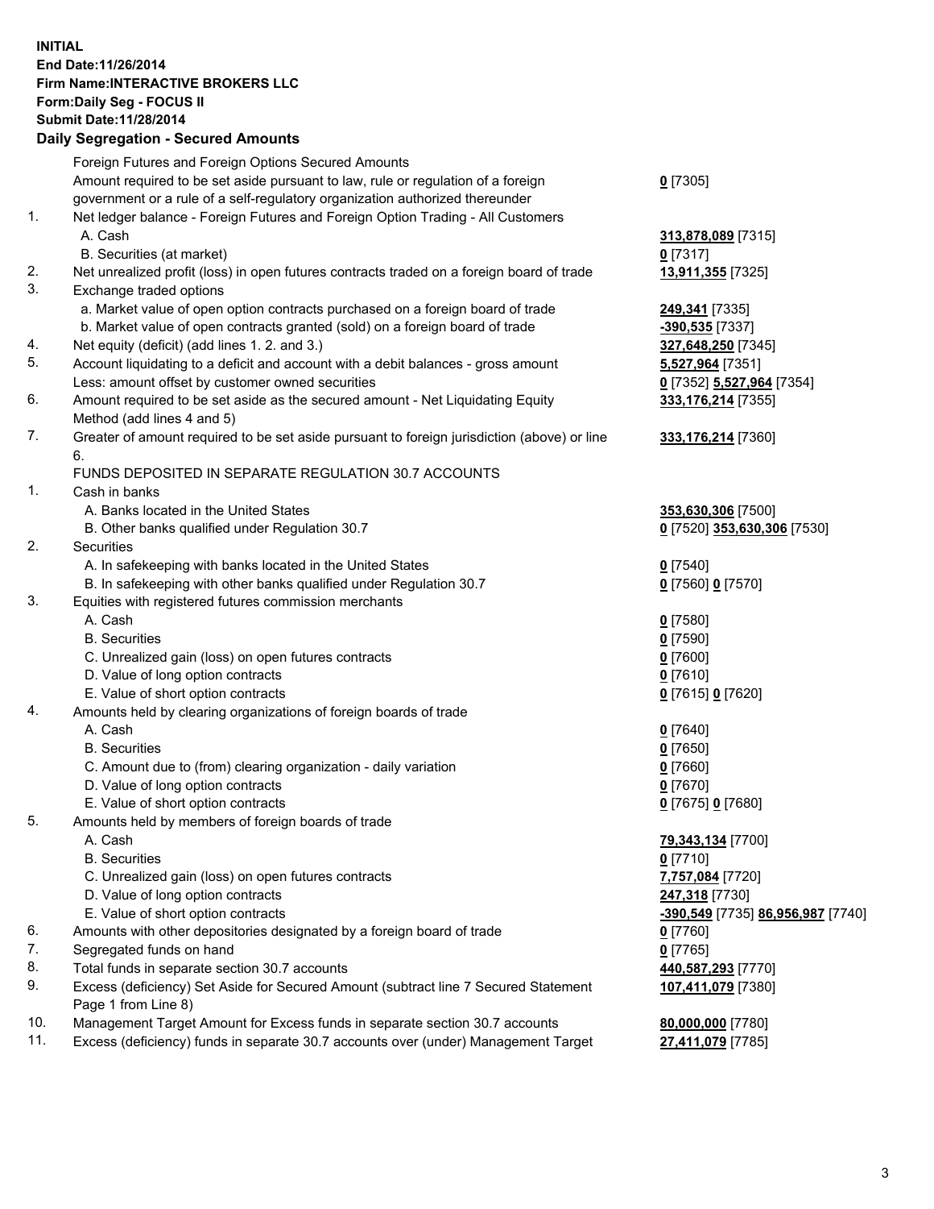**INITIAL**
**End Date:11/26/2014**
**Firm Name:INTERACTIVE BROKERS LLC**
**Form:Daily Seg - FOCUS II**
**Submit Date:11/28/2014**

## Daily Segregation - Secured Amounts

| | | |
|---|---|---|
| | Foreign Futures and Foreign Options Secured Amounts | |
| | Amount required to be set aside pursuant to law, rule or regulation of a foreign government or a rule of a self-regulatory organization authorized thereunder | **0** [7305] |
| 1. | Net ledger balance - Foreign Futures and Foreign Option Trading - All Customers | |
| | A. Cash | **313,878,089** [7315] |
| | B. Securities (at market) | **0** [7317] |
| 2. | Net unrealized profit (loss) in open futures contracts traded on a foreign board of trade | **13,911,355** [7325] |
| 3. | Exchange traded options | |
| | a. Market value of open option contracts purchased on a foreign board of trade | **249,341** [7335] |
| | b. Market value of open contracts granted (sold) on a foreign board of trade | **-390,535** [7337] |
| 4. | Net equity (deficit) (add lines 1. 2. and 3.) | **327,648,250** [7345] |
| 5. | Account liquidating to a deficit and account with a debit balances - gross amount | **5,527,964** [7351] |
| | Less: amount offset by customer owned securities | **0** [7352] **5,527,964** [7354] |
| 6. | Amount required to be set aside as the secured amount - Net Liquidating Equity Method (add lines 4 and 5) | **333,176,214** [7355] |
| 7. | Greater of amount required to be set aside pursuant to foreign jurisdiction (above) or line 6. | **333,176,214** [7360] |
| | FUNDS DEPOSITED IN SEPARATE REGULATION 30.7 ACCOUNTS | |
| 1. | Cash in banks | |
| | A. Banks located in the United States | **353,630,306** [7500] |
| | B. Other banks qualified under Regulation 30.7 | **0** [7520] **353,630,306** [7530] |
| 2. | Securities | |
| | A. In safekeeping with banks located in the United States | **0** [7540] |
| | B. In safekeeping with other banks qualified under Regulation 30.7 | **0** [7560] **0** [7570] |
| 3. | Equities with registered futures commission merchants | |
| | A. Cash | **0** [7580] |
| | B. Securities | **0** [7590] |
| | C. Unrealized gain (loss) on open futures contracts | **0** [7600] |
| | D. Value of long option contracts | **0** [7610] |
| | E. Value of short option contracts | **0** [7615] **0** [7620] |
| 4. | Amounts held by clearing organizations of foreign boards of trade | |
| | A. Cash | **0** [7640] |
| | B. Securities | **0** [7650] |
| | C. Amount due to (from) clearing organization - daily variation | **0** [7660] |
| | D. Value of long option contracts | **0** [7670] |
| | E. Value of short option contracts | **0** [7675] **0** [7680] |
| 5. | Amounts held by members of foreign boards of trade | |
| | A. Cash | **79,343,134** [7700] |
| | B. Securities | **0** [7710] |
| | C. Unrealized gain (loss) on open futures contracts | **7,757,084** [7720] |
| | D. Value of long option contracts | **247,318** [7730] |
| | E. Value of short option contracts | **-390,549** [7735] **86,956,987** [7740] |
| 6. | Amounts with other depositories designated by a foreign board of trade | **0** [7760] |
| 7. | Segregated funds on hand | **0** [7765] |
| 8. | Total funds in separate section 30.7 accounts | **440,587,293** [7770] |
| 9. | Excess (deficiency) Set Aside for Secured Amount (subtract line 7 Secured Statement Page 1 from Line 8) | **107,411,079** [7380] |
| 10. | Management Target Amount for Excess funds in separate section 30.7 accounts | **80,000,000** [7780] |
| 11. | Excess (deficiency) funds in separate 30.7 accounts over (under) Management Target | **27,411,079** [7785] |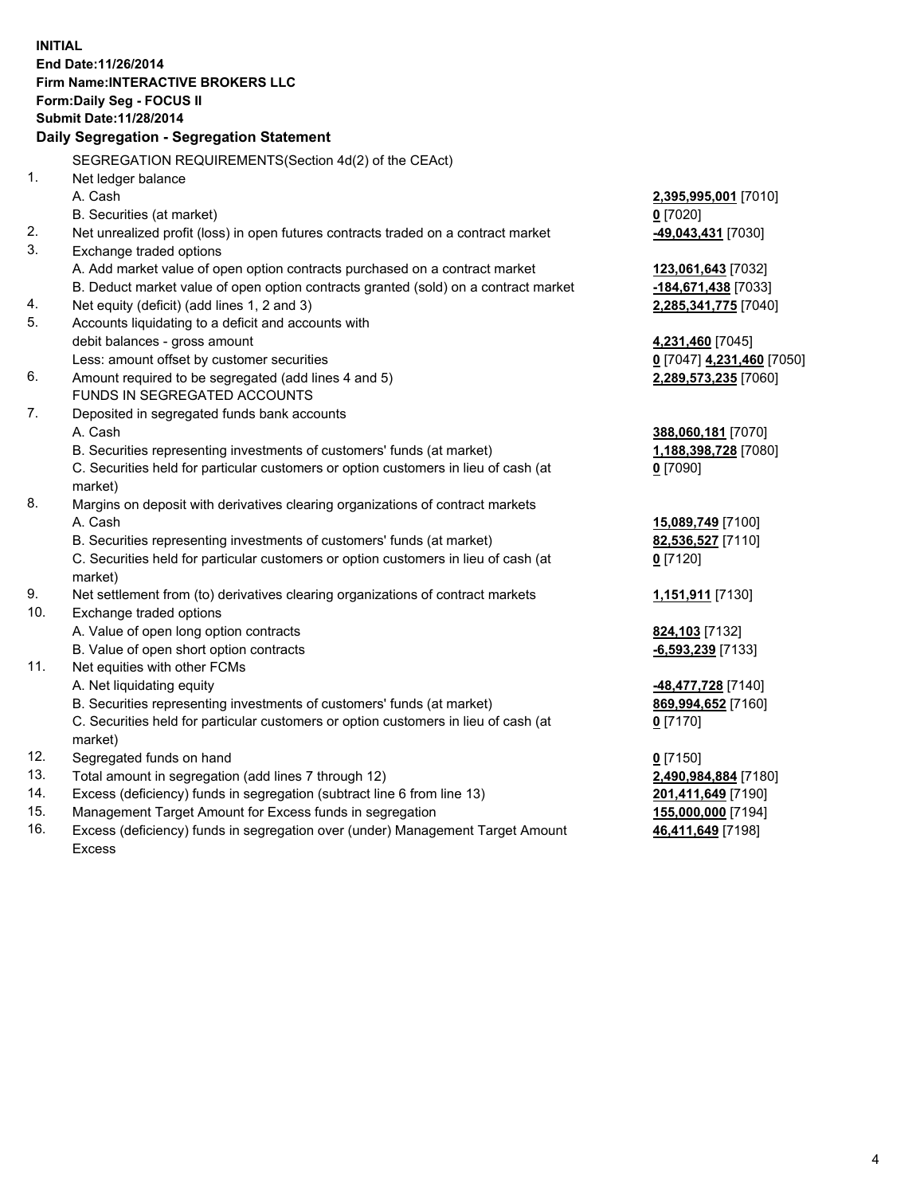**INITIAL**
**End Date:11/26/2014**
**Firm Name:INTERACTIVE BROKERS LLC**
**Form:Daily Seg - FOCUS II**
**Submit Date:11/28/2014**

**Daily Segregation - Segregation Statement**

SEGREGATION REQUIREMENTS(Section 4d(2) of the CEAct)

| | | |
|---|---|---|
| 1. | Net ledger balance | |
| | A. Cash | **2,395,995,001** [7010] |
| | B. Securities (at market) | **0** [7020] |
| 2. | Net unrealized profit (loss) in open futures contracts traded on a contract market | **-49,043,431** [7030] |
| 3. | Exchange traded options | |
| | A. Add market value of open option contracts purchased on a contract market | **123,061,643** [7032] |
| | B. Deduct market value of open option contracts granted (sold) on a contract market | **-184,671,438** [7033] |
| 4. | Net equity (deficit) (add lines 1, 2 and 3) | **2,285,341,775** [7040] |
| 5. | Accounts liquidating to a deficit and accounts with debit balances - gross amount | **4,231,460** [7045] |
| | Less: amount offset by customer securities | **0** [7047] **4,231,460** [7050] |
| 6. | Amount required to be segregated (add lines 4 and 5) | **2,289,573,235** [7060] |
| | FUNDS IN SEGREGATED ACCOUNTS | |
| 7. | Deposited in segregated funds bank accounts | |
| | A. Cash | **388,060,181** [7070] |
| | B. Securities representing investments of customers' funds (at market) | **1,188,398,728** [7080] |
| | C. Securities held for particular customers or option customers in lieu of cash (at market) | **0** [7090] |
| 8. | Margins on deposit with derivatives clearing organizations of contract markets | |
| | A. Cash | **15,089,749** [7100] |
| | B. Securities representing investments of customers' funds (at market) | **82,536,527** [7110] |
| | C. Securities held for particular customers or option customers in lieu of cash (at market) | **0** [7120] |
| 9. | Net settlement from (to) derivatives clearing organizations of contract markets | **1,151,911** [7130] |
| 10. | Exchange traded options | |
| | A. Value of open long option contracts | **824,103** [7132] |
| | B. Value of open short option contracts | **-6,593,239** [7133] |
| 11. | Net equities with other FCMs | |
| | A. Net liquidating equity | **-48,477,728** [7140] |
| | B. Securities representing investments of customers' funds (at market) | **869,994,652** [7160] |
| | C. Securities held for particular customers or option customers in lieu of cash (at market) | **0** [7170] |
| 12. | Segregated funds on hand | **0** [7150] |
| 13. | Total amount in segregation (add lines 7 through 12) | **2,490,984,884** [7180] |
| 14. | Excess (deficiency) funds in segregation (subtract line 6 from line 13) | **201,411,649** [7190] |
| 15. | Management Target Amount for Excess funds in segregation | **155,000,000** [7194] |
| 16. | Excess (deficiency) funds in segregation over (under) Management Target Amount Excess | **46,411,649** [7198] |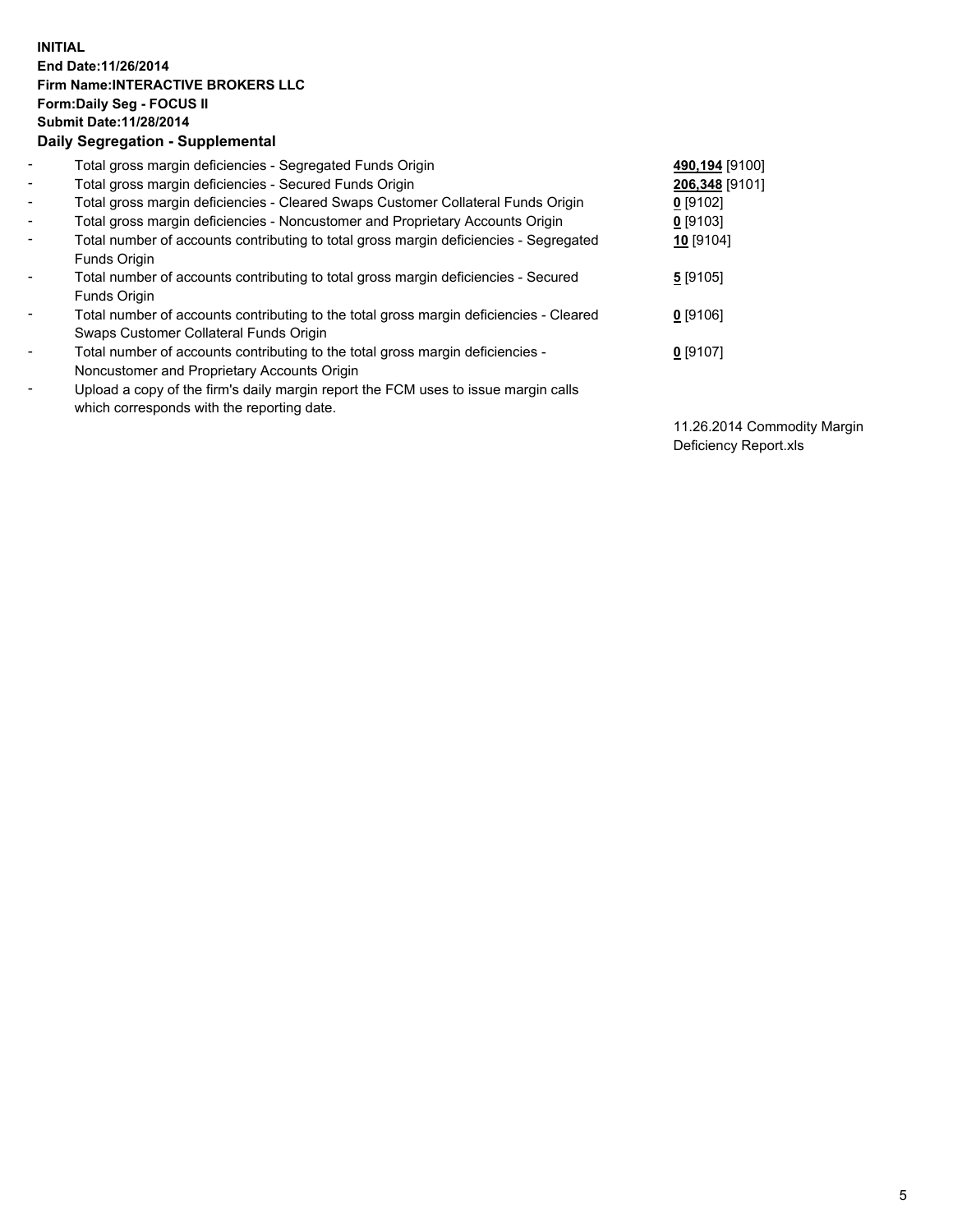**INITIAL**
**End Date:11/26/2014**
**Firm Name:INTERACTIVE BROKERS LLC**
**Form:Daily Seg - FOCUS II**
**Submit Date:11/28/2014**
**Daily Segregation - Supplemental**

| | | |
|---|---|---|
| - | Total gross margin deficiencies - Segregated Funds Origin | **490,194** [9100] |
| - | Total gross margin deficiencies - Secured Funds Origin | **206,348** [9101] |
| - | Total gross margin deficiencies - Cleared Swaps Customer Collateral Funds Origin | **0** [9102] |
| - | Total gross margin deficiencies - Noncustomer and Proprietary Accounts Origin | **0** [9103] |
| - | Total number of accounts contributing to total gross margin deficiencies - Segregated Funds Origin | **10** [9104] |
| - | Total number of accounts contributing to total gross margin deficiencies - Secured Funds Origin | **5** [9105] |
| - | Total number of accounts contributing to the total gross margin deficiencies - Cleared Swaps Customer Collateral Funds Origin | **0** [9106] |
| - | Total number of accounts contributing to the total gross margin deficiencies - Noncustomer and Proprietary Accounts Origin | **0** [9107] |
| - | Upload a copy of the firm's daily margin report the FCM uses to issue margin calls which corresponds with the reporting date. | 11.26.2014 Commodity Margin Deficiency Report.xls |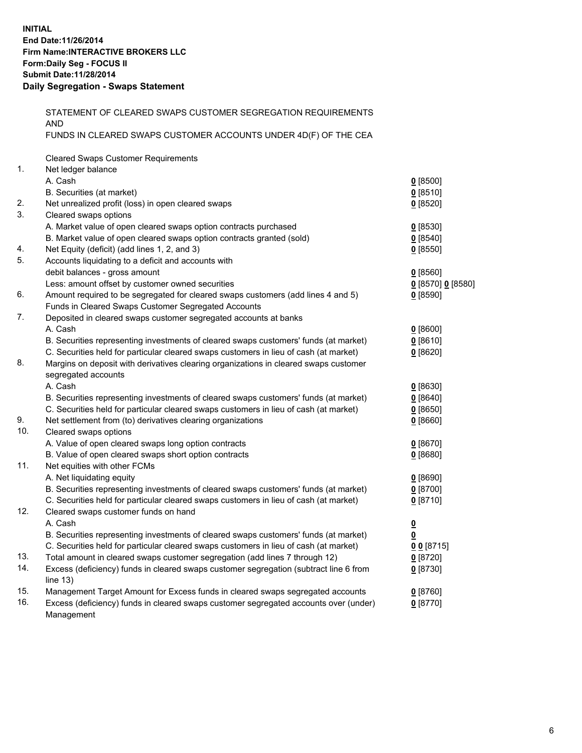**INITIAL**
**End Date:11/26/2014**
**Firm Name:INTERACTIVE BROKERS LLC**
**Form:Daily Seg - FOCUS II**
**Submit Date:11/28/2014**
**Daily Segregation - Swaps Statement**

STATEMENT OF CLEARED SWAPS CUSTOMER SEGREGATION REQUIREMENTS AND FUNDS IN CLEARED SWAPS CUSTOMER ACCOUNTS UNDER 4D(F) OF THE CEA

| | | |
|---|---|---|
| | Cleared Swaps Customer Requirements | |
| 1. | Net ledger balance | |
| | A. Cash | 0 [8500] |
| | B. Securities (at market) | 0 [8510] |
| 2. | Net unrealized profit (loss) in open cleared swaps | 0 [8520] |
| 3. | Cleared swaps options | |
| | A. Market value of open cleared swaps option contracts purchased | 0 [8530] |
| | B. Market value of open cleared swaps option contracts granted (sold) | 0 [8540] |
| 4. | Net Equity (deficit) (add lines 1, 2, and 3) | 0 [8550] |
| 5. | Accounts liquidating to a deficit and accounts with debit balances - gross amount | 0 [8560] |
| | Less: amount offset by customer owned securities | 0 [8570] 0 [8580] |
| 6. | Amount required to be segregated for cleared swaps customers (add lines 4 and 5) | 0 [8590] |
| | Funds in Cleared Swaps Customer Segregated Accounts | |
| 7. | Deposited in cleared swaps customer segregated accounts at banks | |
| | A. Cash | 0 [8600] |
| | B. Securities representing investments of cleared swaps customers' funds (at market) | 0 [8610] |
| | C. Securities held for particular cleared swaps customers in lieu of cash (at market) | 0 [8620] |
| 8. | Margins on deposit with derivatives clearing organizations in cleared swaps customer segregated accounts | |
| | A. Cash | 0 [8630] |
| | B. Securities representing investments of cleared swaps customers' funds (at market) | 0 [8640] |
| | C. Securities held for particular cleared swaps customers in lieu of cash (at market) | 0 [8650] |
| 9. | Net settlement from (to) derivatives clearing organizations | 0 [8660] |
| 10. | Cleared swaps options | |
| | A. Value of open cleared swaps long option contracts | 0 [8670] |
| | B. Value of open cleared swaps short option contracts | 0 [8680] |
| 11. | Net equities with other FCMs | |
| | A. Net liquidating equity | 0 [8690] |
| | B. Securities representing investments of cleared swaps customers' funds (at market) | 0 [8700] |
| | C. Securities held for particular cleared swaps customers in lieu of cash (at market) | 0 [8710] |
| 12. | Cleared swaps customer funds on hand | |
| | A. Cash | 0 |
| | B. Securities representing investments of cleared swaps customers' funds (at market) | 0 |
| | C. Securities held for particular cleared swaps customers in lieu of cash (at market) | 0 0 [8715] |
| 13. | Total amount in cleared swaps customer segregation (add lines 7 through 12) | 0 [8720] |
| 14. | Excess (deficiency) funds in cleared swaps customer segregation (subtract line 6 from line 13) | 0 [8730] |
| 15. | Management Target Amount for Excess funds in cleared swaps segregated accounts | 0 [8760] |
| 16. | Excess (deficiency) funds in cleared swaps customer segregated accounts over (under) Management | 0 [8770] |